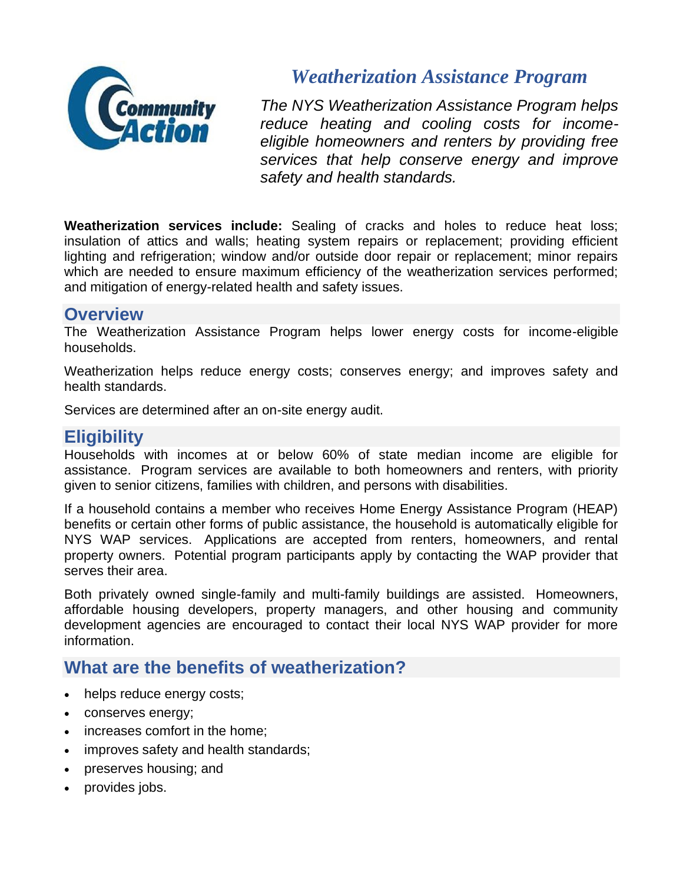# *Weatherization Assistance Program*

*The NYS Weatherization Assistance Program helps reduce heating and cooling costs for income-eligible homeowners and renters by providing free services that help conserve energy and improve safety and health standards.*

**Weatherization services include:** Sealing of cracks and holes to reduce heat loss; insulation of attics and walls; heating system repairs or replacement; providing efficient lighting and refrigeration; window and/or outside door repair or replacement; minor repairs which are needed to ensure maximum efficiency of the weatherization services performed; and mitigation of energy-related health and safety issues.

## Overview

The Weatherization Assistance Program helps lower energy costs for income-eligible households.

Weatherization helps reduce energy costs; conserves energy; and improves safety and health standards.

Services are determined after an on-site energy audit.

## Eligibility

Households with incomes at or below 60% of state median income are eligible for assistance. Program services are available to both homeowners and renters, with priority given to senior citizens, families with children, and persons with disabilities.

If a household contains a member who receives Home Energy Assistance Program (HEAP) benefits or certain other forms of public assistance, the household is automatically eligible for NYS WAP services. Applications are accepted from renters, homeowners, and rental property owners. Potential program participants apply by contacting the WAP provider that serves their area.

Both privately owned single-family and multi-family buildings are assisted. Homeowners, affordable housing developers, property managers, and other housing and community development agencies are encouraged to contact their local NYS WAP provider for more information.

## What are the benefits of weatherization?

- helps reduce energy costs;
- conserves energy;
- increases comfort in the home;
- improves safety and health standards;
- preserves housing; and
- provides jobs.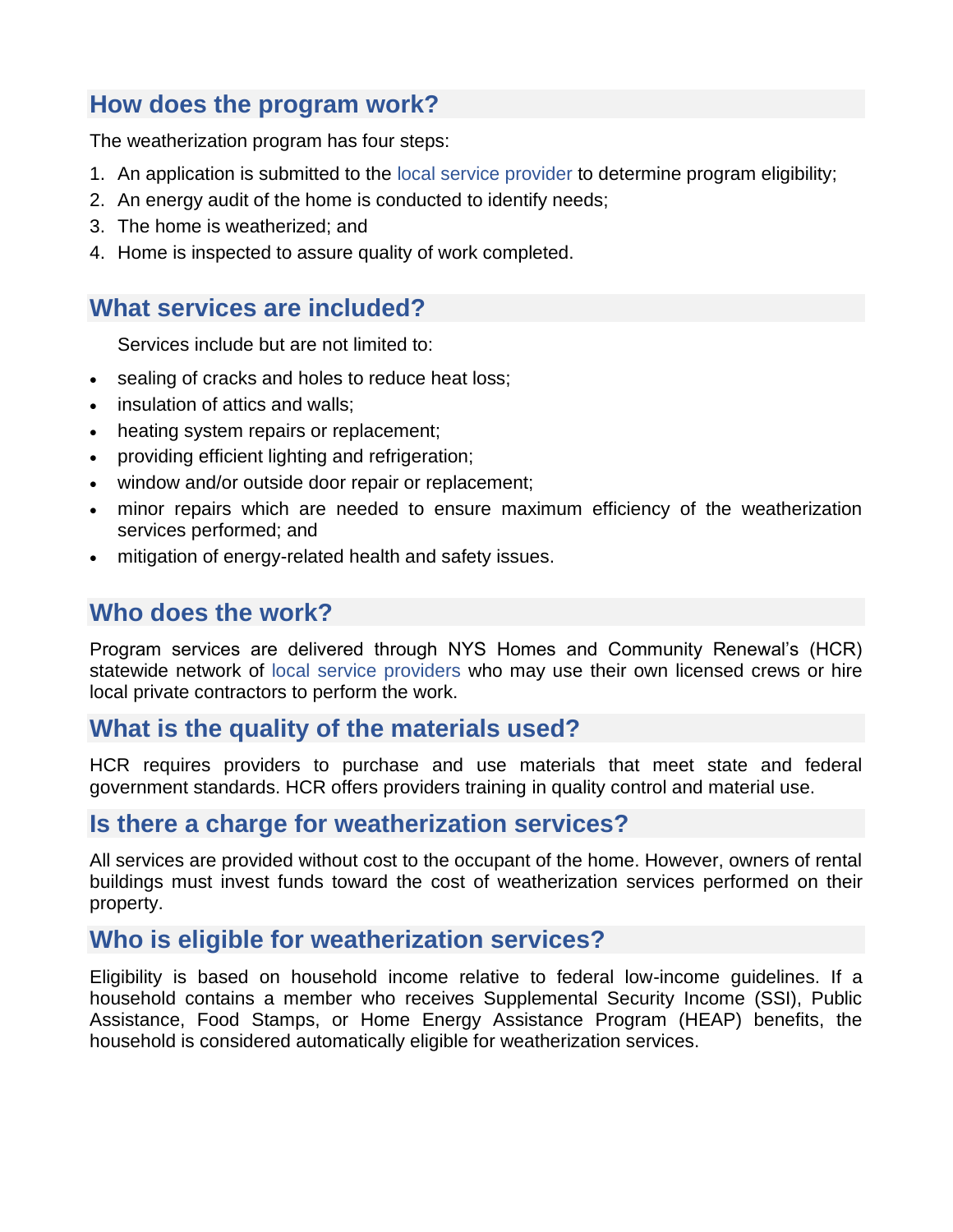## How does the program work?

The weatherization program has four steps:

1. An application is submitted to the local service provider to determine program eligibility;
2. An energy audit of the home is conducted to identify needs;
3. The home is weatherized; and
4. Home is inspected to assure quality of work completed.

## What services are included?

Services include but are not limited to:

- sealing of cracks and holes to reduce heat loss;
- insulation of attics and walls;
- heating system repairs or replacement;
- providing efficient lighting and refrigeration;
- window and/or outside door repair or replacement;
- minor repairs which are needed to ensure maximum efficiency of the weatherization services performed; and
- mitigation of energy-related health and safety issues.

## Who does the work?

Program services are delivered through NYS Homes and Community Renewal's (HCR) statewide network of local service providers who may use their own licensed crews or hire local private contractors to perform the work.

## What is the quality of the materials used?

HCR requires providers to purchase and use materials that meet state and federal government standards. HCR offers providers training in quality control and material use.

## Is there a charge for weatherization services?

All services are provided without cost to the occupant of the home. However, owners of rental buildings must invest funds toward the cost of weatherization services performed on their property.

## Who is eligible for weatherization services?

Eligibility is based on household income relative to federal low-income guidelines. If a household contains a member who receives Supplemental Security Income (SSI), Public Assistance, Food Stamps, or Home Energy Assistance Program (HEAP) benefits, the household is considered automatically eligible for weatherization services.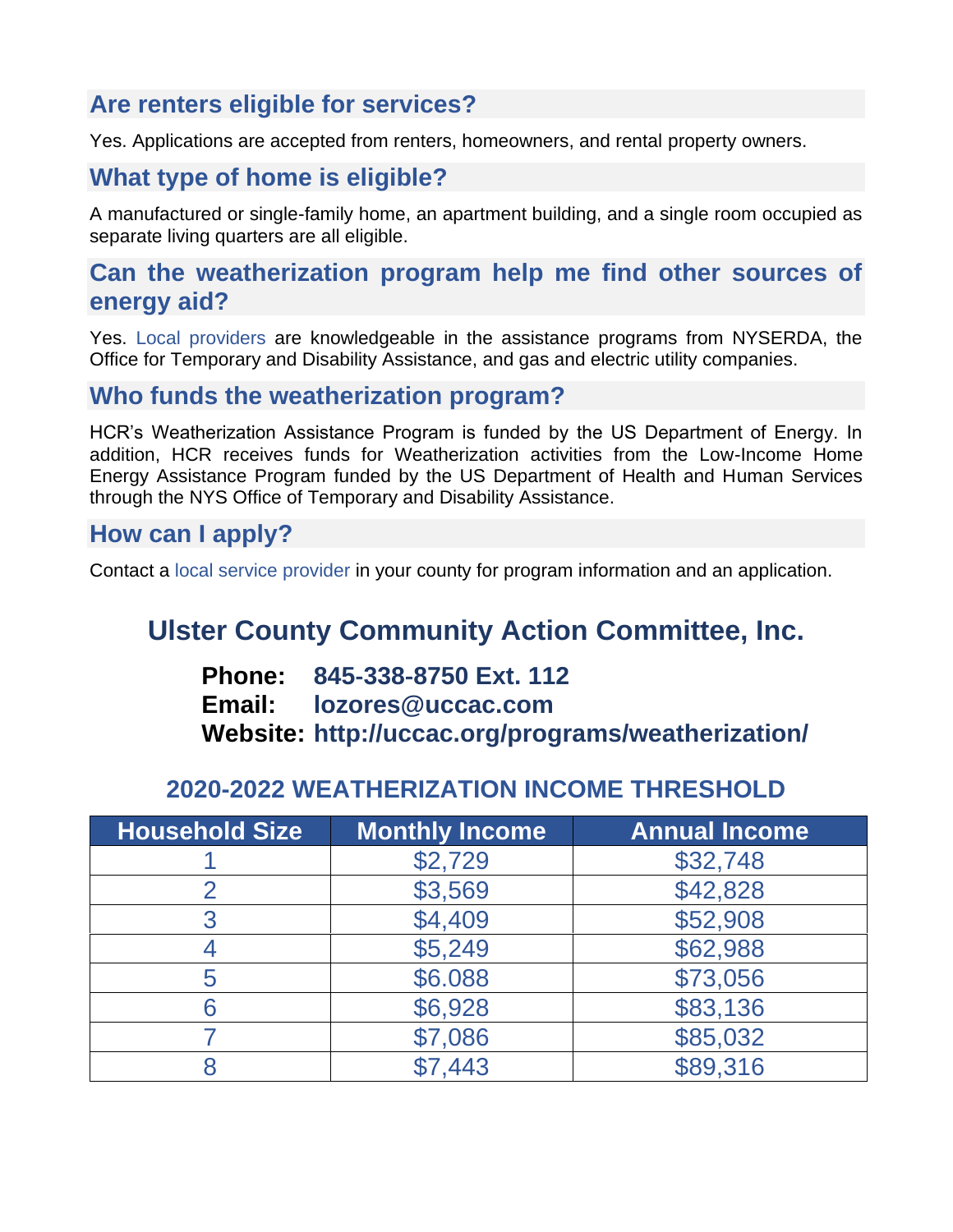## Are renters eligible for services?

Yes. Applications are accepted from renters, homeowners, and rental property owners.

## What type of home is eligible?

A manufactured or single-family home, an apartment building, and a single room occupied as separate living quarters are all eligible.

## Can the weatherization program help me find other sources of energy aid?

Yes. Local providers are knowledgeable in the assistance programs from NYSERDA, the Office for Temporary and Disability Assistance, and gas and electric utility companies.

## Who funds the weatherization program?

HCR's Weatherization Assistance Program is funded by the US Department of Energy. In addition, HCR receives funds for Weatherization activities from the Low-Income Home Energy Assistance Program funded by the US Department of Health and Human Services through the NYS Office of Temporary and Disability Assistance.

## How can I apply?

Contact a local service provider in your county for program information and an application.

# Ulster County Community Action Committee, Inc.

**Phone: 845-338-8750 Ext. 112**
**Email: lozores@uccac.com**
**Website: http://uccac.org/programs/weatherization/**

## 2020-2022 WEATHERIZATION INCOME THRESHOLD

| Household Size | Monthly Income | Annual Income |
|---|---|---|
| 1 | $2,729 | $32,748 |
| 2 | $3,569 | $42,828 |
| 3 | $4,409 | $52,908 |
| 4 | $5,249 | $62,988 |
| 5 | $6.088 | $73,056 |
| 6 | $6,928 | $83,136 |
| 7 | $7,086 | $85,032 |
| 8 | $7,443 | $89,316 |